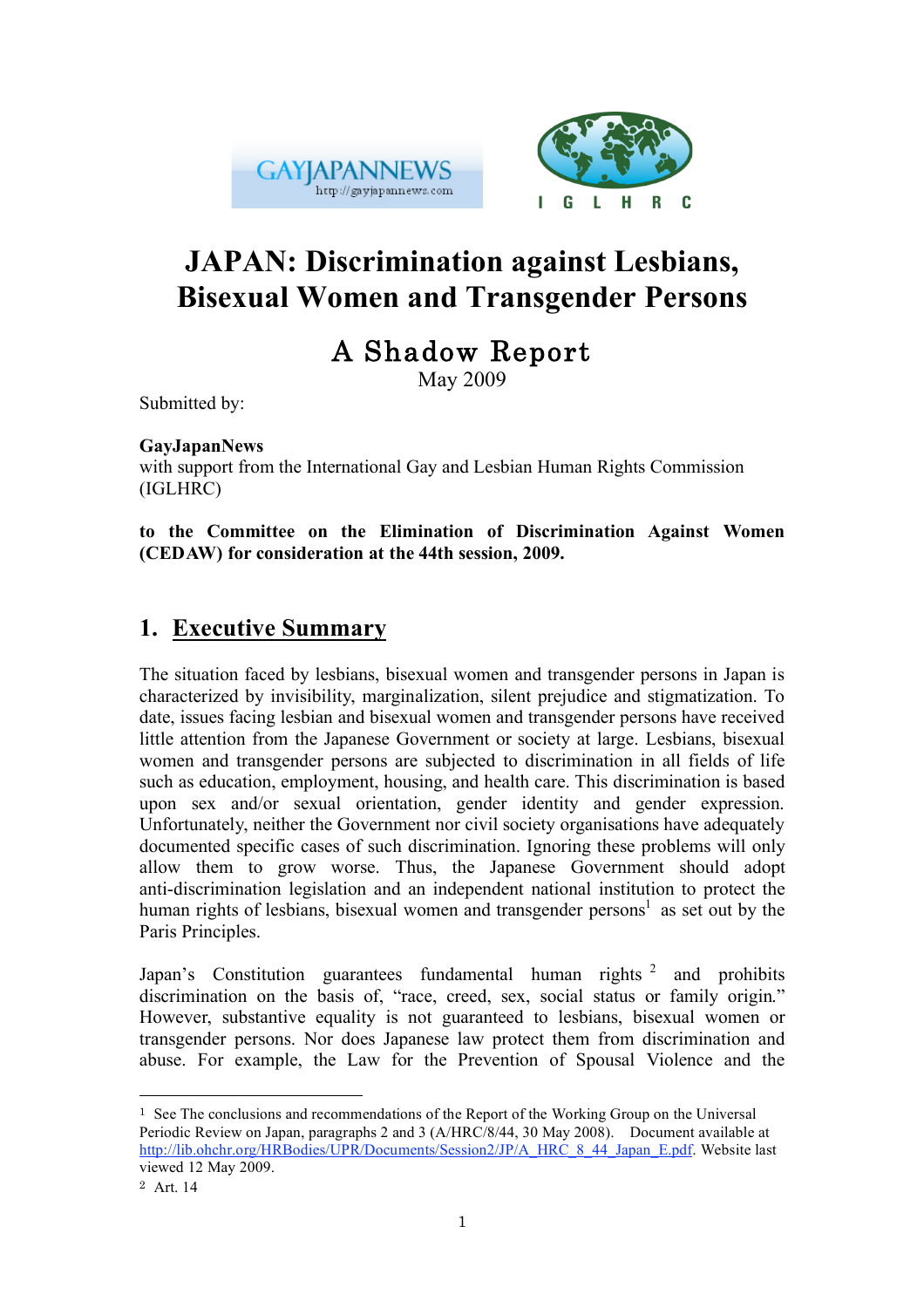# JAPAN: Discrimination against Lesbians, Bisexual Women and Transgender Persons

## A Shadow Report

May 2009

Submitted by:

**GayJapanNews**
with support from the International Gay and Lesbian Human Rights Commission (IGLHRC)

**to the Committee on the Elimination of Discrimination Against Women (CEDAW) for consideration at the 44th session, 2009.**

## 1. Executive Summary

The situation faced by lesbians, bisexual women and transgender persons in Japan is characterized by invisibility, marginalization, silent prejudice and stigmatization. To date, issues facing lesbian and bisexual women and transgender persons have received little attention from the Japanese Government or society at large. Lesbians, bisexual women and transgender persons are subjected to discrimination in all fields of life such as education, employment, housing, and health care. This discrimination is based upon sex and/or sexual orientation, gender identity and gender expression. Unfortunately, neither the Government nor civil society organisations have adequately documented specific cases of such discrimination. Ignoring these problems will only allow them to grow worse. Thus, the Japanese Government should adopt anti-discrimination legislation and an independent national institution to protect the human rights of lesbians, bisexual women and transgender persons[1] as set out by the Paris Principles.

Japan's Constitution guarantees fundamental human rights [2] and prohibits discrimination on the basis of, "race, creed, sex, social status or family origin." However, substantive equality is not guaranteed to lesbians, bisexual women or transgender persons. Nor does Japanese law protect them from discrimination and abuse. For example, the Law for the Prevention of Spousal Violence and the

---

[1] See The conclusions and recommendations of the Report of the Working Group on the Universal Periodic Review on Japan, paragraphs 2 and 3 (A/HRC/8/44, 30 May 2008). Document available at http://lib.ohchr.org/HRBodies/UPR/Documents/Session2/JP/A_HRC_8_44_Japan_E.pdf. Website last viewed 12 May 2009.

[2] Art. 14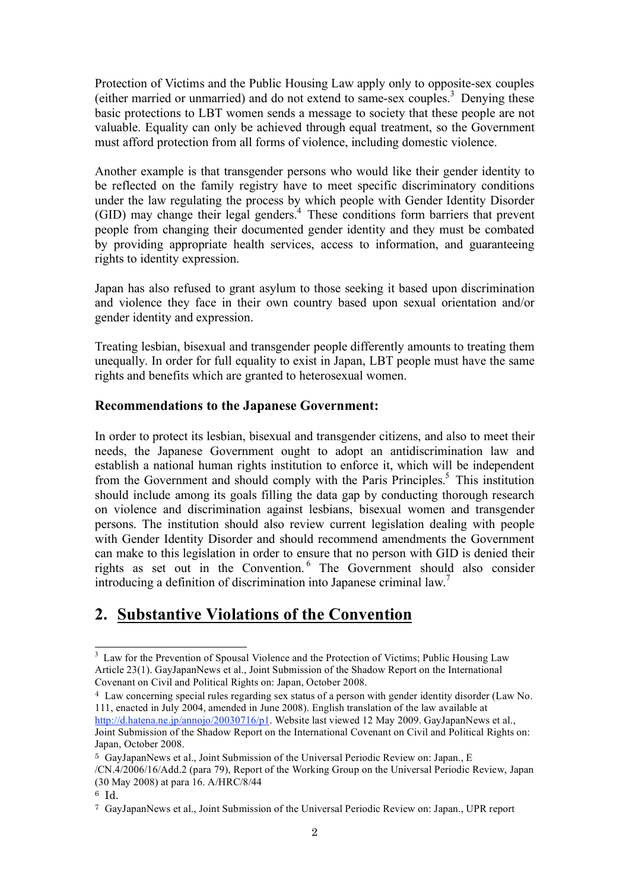Protection of Victims and the Public Housing Law apply only to opposite-sex couples (either married or unmarried) and do not extend to same-sex couples.[3] Denying these basic protections to LBT women sends a message to society that these people are not valuable. Equality can only be achieved through equal treatment, so the Government must afford protection from all forms of violence, including domestic violence.

Another example is that transgender persons who would like their gender identity to be reflected on the family registry have to meet specific discriminatory conditions under the law regulating the process by which people with Gender Identity Disorder (GID) may change their legal genders.[4] These conditions form barriers that prevent people from changing their documented gender identity and they must be combated by providing appropriate health services, access to information, and guaranteeing rights to identity expression.

Japan has also refused to grant asylum to those seeking it based upon discrimination and violence they face in their own country based upon sexual orientation and/or gender identity and expression.

Treating lesbian, bisexual and transgender people differently amounts to treating them unequally. In order for full equality to exist in Japan, LBT people must have the same rights and benefits which are granted to heterosexual women.

### Recommendations to the Japanese Government:

In order to protect its lesbian, bisexual and transgender citizens, and also to meet their needs, the Japanese Government ought to adopt an antidiscrimination law and establish a national human rights institution to enforce it, which will be independent from the Government and should comply with the Paris Principles.[5] This institution should include among its goals filling the data gap by conducting thorough research on violence and discrimination against lesbians, bisexual women and transgender persons. The institution should also review current legislation dealing with people with Gender Identity Disorder and should recommend amendments the Government can make to this legislation in order to ensure that no person with GID is denied their rights as set out in the Convention.[6] The Government should also consider introducing a definition of discrimination into Japanese criminal law.[7]

## 2. Substantive Violations of the Convention

---

[3] Law for the Prevention of Spousal Violence and the Protection of Victims; Public Housing Law Article 23(1). GayJapanNews et al., Joint Submission of the Shadow Report on the International Covenant on Civil and Political Rights on: Japan, October 2008.

[4] Law concerning special rules regarding sex status of a person with gender identity disorder (Law No. 111, enacted in July 2004, amended in June 2008). English translation of the law available at http://d.hatena.ne.jp/annojo/20030716/p1. Website last viewed 12 May 2009. GayJapanNews et al., Joint Submission of the Shadow Report on the International Covenant on Civil and Political Rights on: Japan, October 2008.

[5] GayJapanNews et al., Joint Submission of the Universal Periodic Review on: Japan., E /CN.4/2006/16/Add.2 (para 79), Report of the Working Group on the Universal Periodic Review, Japan (30 May 2008) at para 16. A/HRC/8/44

[6] Id.

[7] GayJapanNews et al., Joint Submission of the Universal Periodic Review on: Japan., UPR report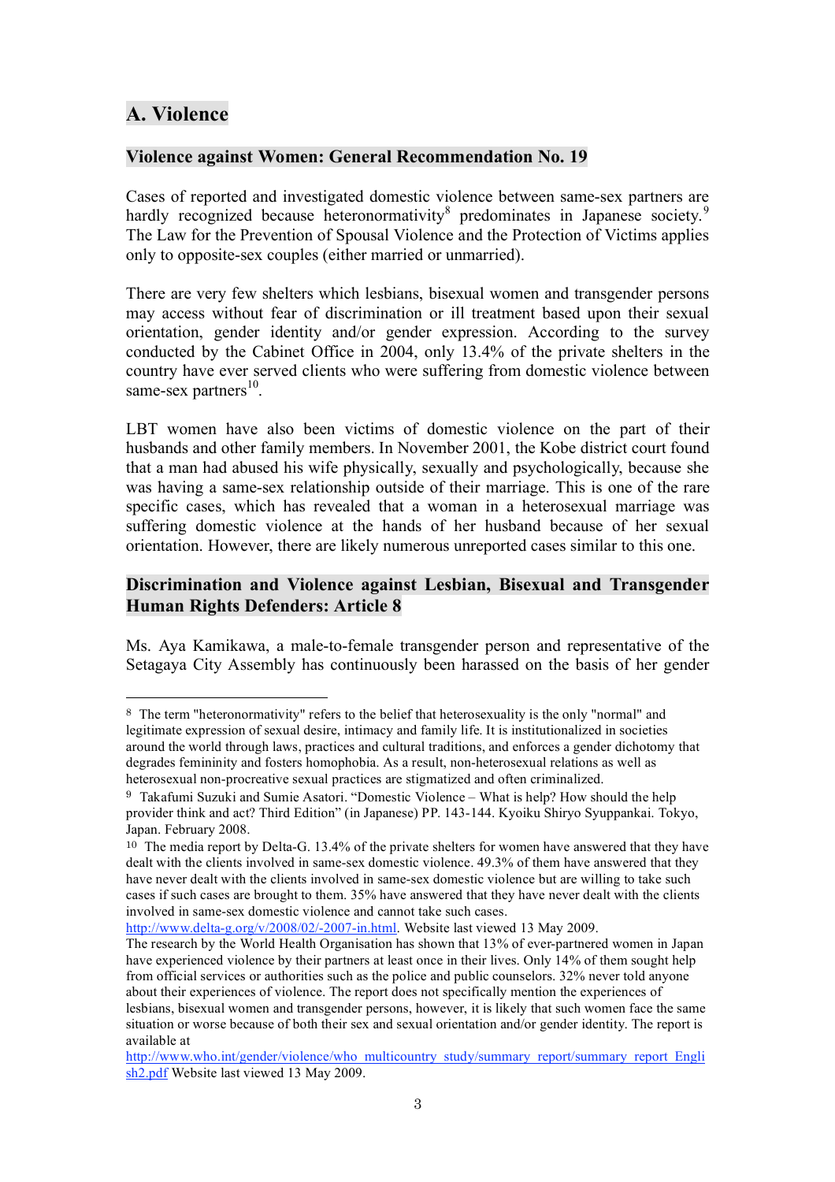## A. Violence

### Violence against Women: General Recommendation No. 19

Cases of reported and investigated domestic violence between same-sex partners are hardly recognized because heteronormativity[8] predominates in Japanese society.[9] The Law for the Prevention of Spousal Violence and the Protection of Victims applies only to opposite-sex couples (either married or unmarried).

There are very few shelters which lesbians, bisexual women and transgender persons may access without fear of discrimination or ill treatment based upon their sexual orientation, gender identity and/or gender expression. According to the survey conducted by the Cabinet Office in 2004, only 13.4% of the private shelters in the country have ever served clients who were suffering from domestic violence between same-sex partners[10].

LBT women have also been victims of domestic violence on the part of their husbands and other family members. In November 2001, the Kobe district court found that a man had abused his wife physically, sexually and psychologically, because she was having a same-sex relationship outside of their marriage. This is one of the rare specific cases, which has revealed that a woman in a heterosexual marriage was suffering domestic violence at the hands of her husband because of her sexual orientation. However, there are likely numerous unreported cases similar to this one.

### Discrimination and Violence against Lesbian, Bisexual and Transgender Human Rights Defenders: Article 8

Ms. Aya Kamikawa, a male-to-female transgender person and representative of the Setagaya City Assembly has continuously been harassed on the basis of her gender

---

[8] The term "heteronormativity" refers to the belief that heterosexuality is the only "normal" and legitimate expression of sexual desire, intimacy and family life. It is institutionalized in societies around the world through laws, practices and cultural traditions, and enforces a gender dichotomy that degrades femininity and fosters homophobia. As a result, non-heterosexual relations as well as heterosexual non-procreative sexual practices are stigmatized and often criminalized.

[9] Takafumi Suzuki and Sumie Asatori. "Domestic Violence – What is help? How should the help provider think and act? Third Edition" (in Japanese) PP. 143-144. Kyoiku Shiryo Syuppankai. Tokyo, Japan. February 2008.

[10] The media report by Delta-G. 13.4% of the private shelters for women have answered that they have dealt with the clients involved in same-sex domestic violence. 49.3% of them have answered that they have never dealt with the clients involved in same-sex domestic violence but are willing to take such cases if such cases are brought to them. 35% have answered that they have never dealt with the clients involved in same-sex domestic violence and cannot take such cases. http://www.delta-g.org/v/2008/02/-2007-in.html. Website last viewed 13 May 2009.
The research by the World Health Organisation has shown that 13% of ever-partnered women in Japan have experienced violence by their partners at least once in their lives. Only 14% of them sought help from official services or authorities such as the police and public counselors. 32% never told anyone about their experiences of violence. The report does not specifically mention the experiences of lesbians, bisexual women and transgender persons, however, it is likely that such women face the same situation or worse because of both their sex and sexual orientation and/or gender identity. The report is available at http://www.who.int/gender/violence/who_multicountry_study/summary_report/summary_report_English2.pdf Website last viewed 13 May 2009.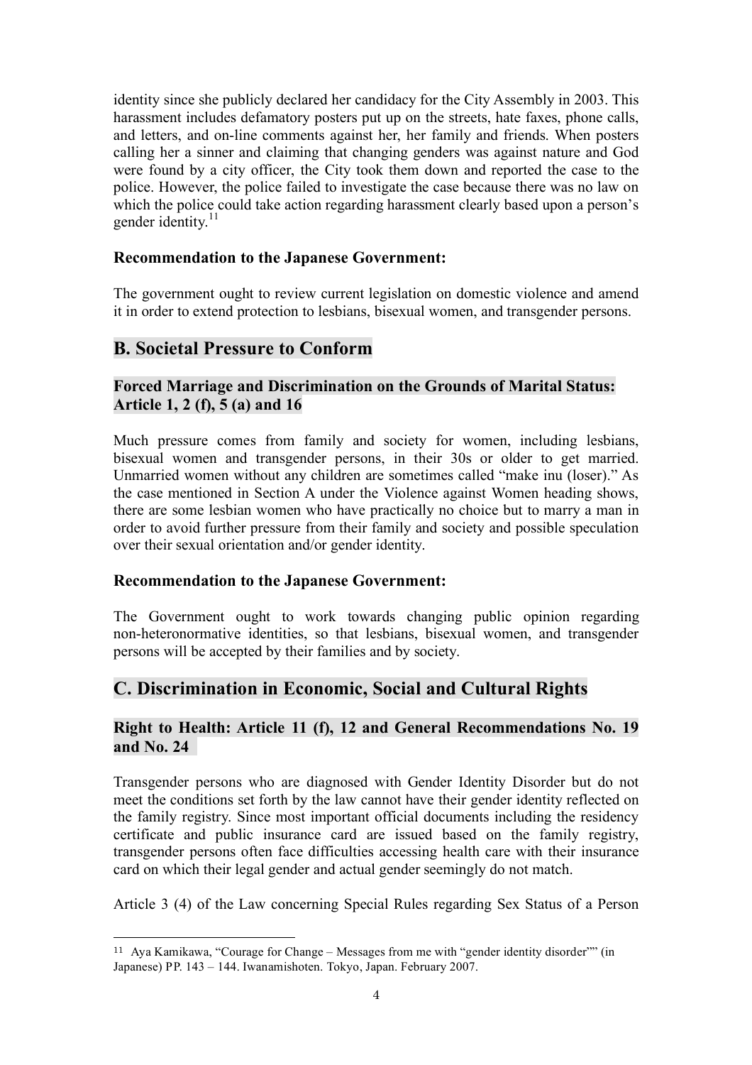identity since she publicly declared her candidacy for the City Assembly in 2003. This harassment includes defamatory posters put up on the streets, hate faxes, phone calls, and letters, and on-line comments against her, her family and friends. When posters calling her a sinner and claiming that changing genders was against nature and God were found by a city officer, the City took them down and reported the case to the police. However, the police failed to investigate the case because there was no law on which the police could take action regarding harassment clearly based upon a person's gender identity.[11]

### Recommendation to the Japanese Government:

The government ought to review current legislation on domestic violence and amend it in order to extend protection to lesbians, bisexual women, and transgender persons.

## B. Societal Pressure to Conform

### Forced Marriage and Discrimination on the Grounds of Marital Status: Article 1, 2 (f), 5 (a) and 16

Much pressure comes from family and society for women, including lesbians, bisexual women and transgender persons, in their 30s or older to get married. Unmarried women without any children are sometimes called "make inu (loser)." As the case mentioned in Section A under the Violence against Women heading shows, there are some lesbian women who have practically no choice but to marry a man in order to avoid further pressure from their family and society and possible speculation over their sexual orientation and/or gender identity.

### Recommendation to the Japanese Government:

The Government ought to work towards changing public opinion regarding non-heteronormative identities, so that lesbians, bisexual women, and transgender persons will be accepted by their families and by society.

## C. Discrimination in Economic, Social and Cultural Rights

### Right to Health: Article 11 (f), 12 and General Recommendations No. 19 and No. 24

Transgender persons who are diagnosed with Gender Identity Disorder but do not meet the conditions set forth by the law cannot have their gender identity reflected on the family registry. Since most important official documents including the residency certificate and public insurance card are issued based on the family registry, transgender persons often face difficulties accessing health care with their insurance card on which their legal gender and actual gender seemingly do not match.

Article 3 (4) of the Law concerning Special Rules regarding Sex Status of a Person

---

[11] Aya Kamikawa, "Courage for Change – Messages from me with "gender identity disorder"" (in Japanese) PP. 143 – 144. Iwanamishoten. Tokyo, Japan. February 2007.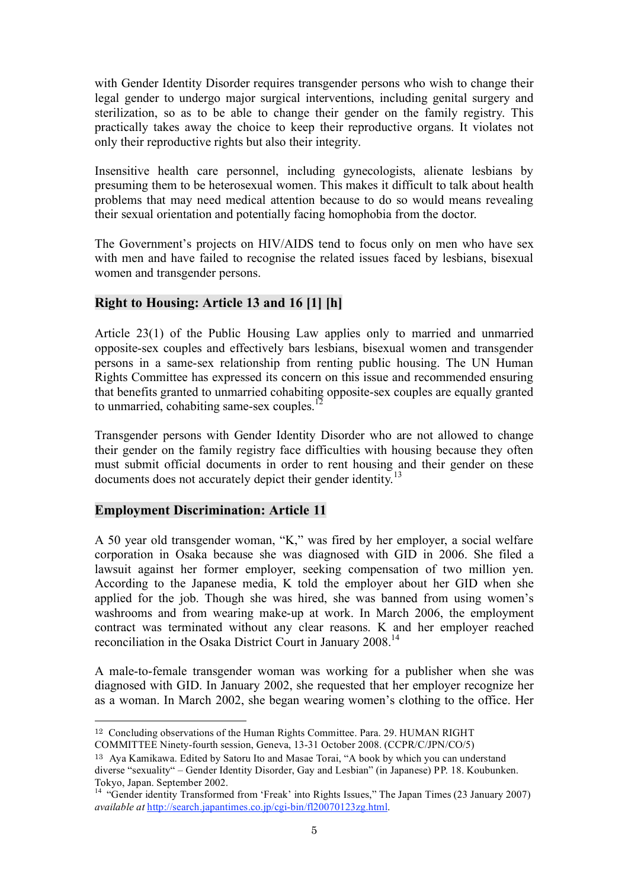with Gender Identity Disorder requires transgender persons who wish to change their legal gender to undergo major surgical interventions, including genital surgery and sterilization, so as to be able to change their gender on the family registry. This practically takes away the choice to keep their reproductive organs. It violates not only their reproductive rights but also their integrity.

Insensitive health care personnel, including gynecologists, alienate lesbians by presuming them to be heterosexual women. This makes it difficult to talk about health problems that may need medical attention because to do so would means revealing their sexual orientation and potentially facing homophobia from the doctor.

The Government's projects on HIV/AIDS tend to focus only on men who have sex with men and have failed to recognise the related issues faced by lesbians, bisexual women and transgender persons.

## Right to Housing: Article 13 and 16 [1] [h]

Article 23(1) of the Public Housing Law applies only to married and unmarried opposite-sex couples and effectively bars lesbians, bisexual women and transgender persons in a same-sex relationship from renting public housing. The UN Human Rights Committee has expressed its concern on this issue and recommended ensuring that benefits granted to unmarried cohabiting opposite-sex couples are equally granted to unmarried, cohabiting same-sex couples.[12]

Transgender persons with Gender Identity Disorder who are not allowed to change their gender on the family registry face difficulties with housing because they often must submit official documents in order to rent housing and their gender on these documents does not accurately depict their gender identity.[13]

## Employment Discrimination: Article 11

A 50 year old transgender woman, "K," was fired by her employer, a social welfare corporation in Osaka because she was diagnosed with GID in 2006. She filed a lawsuit against her former employer, seeking compensation of two million yen. According to the Japanese media, K told the employer about her GID when she applied for the job. Though she was hired, she was banned from using women's washrooms and from wearing make-up at work. In March 2006, the employment contract was terminated without any clear reasons. K and her employer reached reconciliation in the Osaka District Court in January 2008.[14]

A male-to-female transgender woman was working for a publisher when she was diagnosed with GID. In January 2002, she requested that her employer recognize her as a woman. In March 2002, she began wearing women's clothing to the office. Her

---

[12] Concluding observations of the Human Rights Committee. Para. 29. HUMAN RIGHT COMMITTEE Ninety-fourth session, Geneva, 13-31 October 2008. (CCPR/C/JPN/CO/5)

[13] Aya Kamikawa. Edited by Satoru Ito and Masae Torai, "A book by which you can understand diverse "sexuality" – Gender Identity Disorder, Gay and Lesbian" (in Japanese) PP. 18. Koubunken. Tokyo, Japan. September 2002.

[14] "Gender identity Transformed from 'Freak' into Rights Issues," The Japan Times (23 January 2007) *available at* http://search.japantimes.co.jp/cgi-bin/fl20070123zg.html.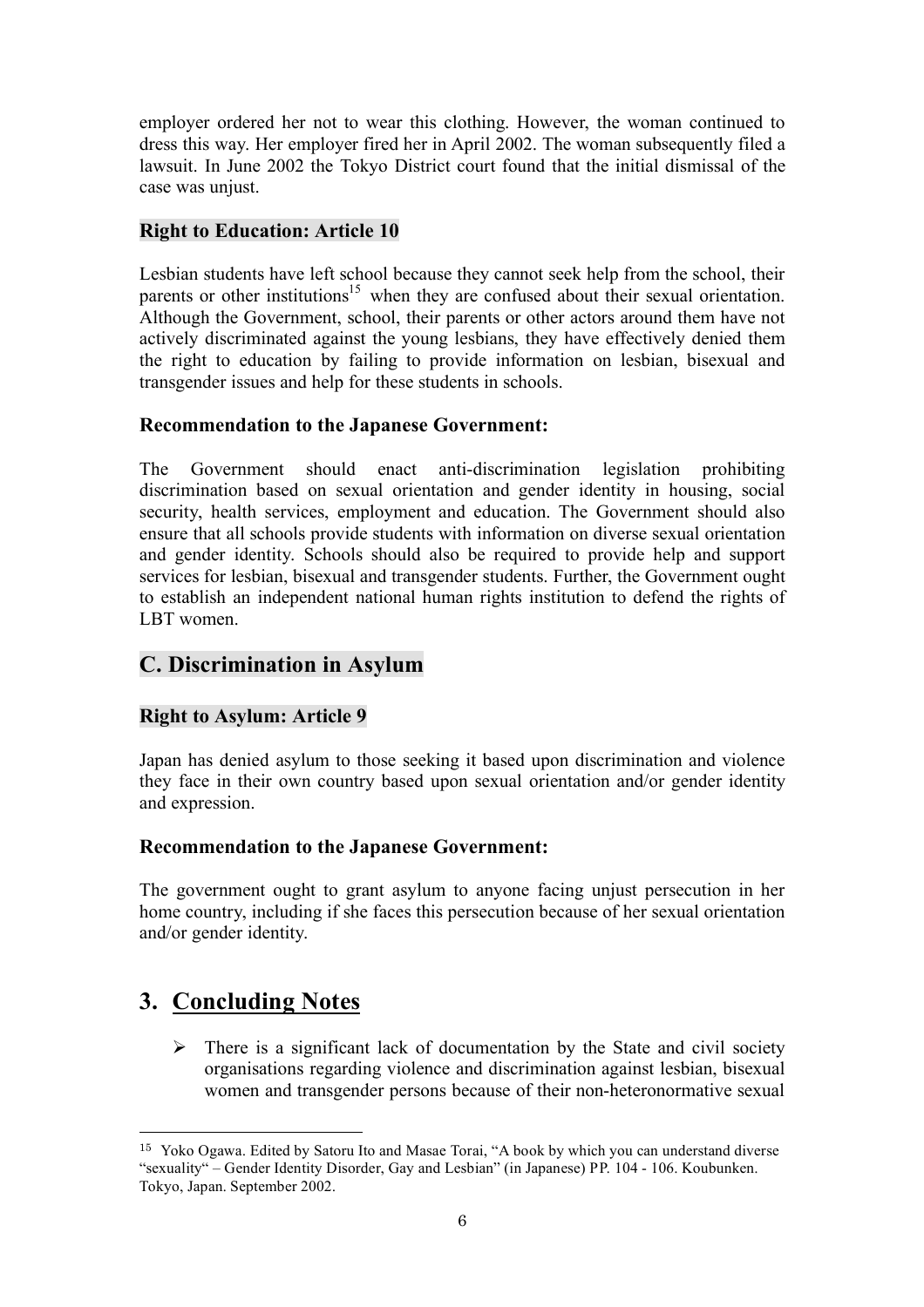employer ordered her not to wear this clothing. However, the woman continued to dress this way. Her employer fired her in April 2002. The woman subsequently filed a lawsuit. In June 2002 the Tokyo District court found that the initial dismissal of the case was unjust.

### Right to Education: Article 10

Lesbian students have left school because they cannot seek help from the school, their parents or other institutions[15] when they are confused about their sexual orientation. Although the Government, school, their parents or other actors around them have not actively discriminated against the young lesbians, they have effectively denied them the right to education by failing to provide information on lesbian, bisexual and transgender issues and help for these students in schools.

### Recommendation to the Japanese Government:

The Government should enact anti-discrimination legislation prohibiting discrimination based on sexual orientation and gender identity in housing, social security, health services, employment and education. The Government should also ensure that all schools provide students with information on diverse sexual orientation and gender identity. Schools should also be required to provide help and support services for lesbian, bisexual and transgender students. Further, the Government ought to establish an independent national human rights institution to defend the rights of LBT women.

## C. Discrimination in Asylum

### Right to Asylum: Article 9

Japan has denied asylum to those seeking it based upon discrimination and violence they face in their own country based upon sexual orientation and/or gender identity and expression.

### Recommendation to the Japanese Government:

The government ought to grant asylum to anyone facing unjust persecution in her home country, including if she faces this persecution because of her sexual orientation and/or gender identity.

# 3. Concluding Notes

- There is a significant lack of documentation by the State and civil society organisations regarding violence and discrimination against lesbian, bisexual women and transgender persons because of their non-heteronormative sexual

---

[15] Yoko Ogawa. Edited by Satoru Ito and Masae Torai, "A book by which you can understand diverse "sexuality" – Gender Identity Disorder, Gay and Lesbian" (in Japanese) PP. 104 - 106. Koubunken. Tokyo, Japan. September 2002.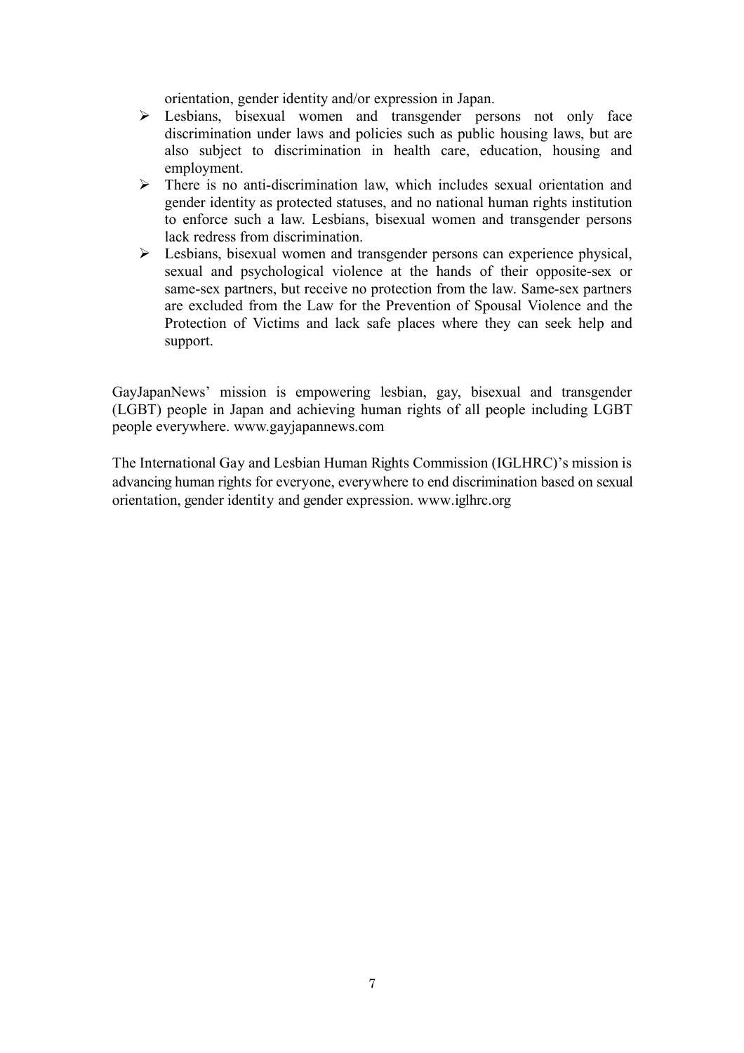orientation, gender identity and/or expression in Japan.

- Lesbians, bisexual women and transgender persons not only face discrimination under laws and policies such as public housing laws, but are also subject to discrimination in health care, education, housing and employment.
- There is no anti-discrimination law, which includes sexual orientation and gender identity as protected statuses, and no national human rights institution to enforce such a law. Lesbians, bisexual women and transgender persons lack redress from discrimination.
- Lesbians, bisexual women and transgender persons can experience physical, sexual and psychological violence at the hands of their opposite-sex or same-sex partners, but receive no protection from the law. Same-sex partners are excluded from the Law for the Prevention of Spousal Violence and the Protection of Victims and lack safe places where they can seek help and support.

GayJapanNews' mission is empowering lesbian, gay, bisexual and transgender (LGBT) people in Japan and achieving human rights of all people including LGBT people everywhere. www.gayjapannews.com

The International Gay and Lesbian Human Rights Commission (IGLHRC)'s mission is advancing human rights for everyone, everywhere to end discrimination based on sexual orientation, gender identity and gender expression. www.iglhrc.org